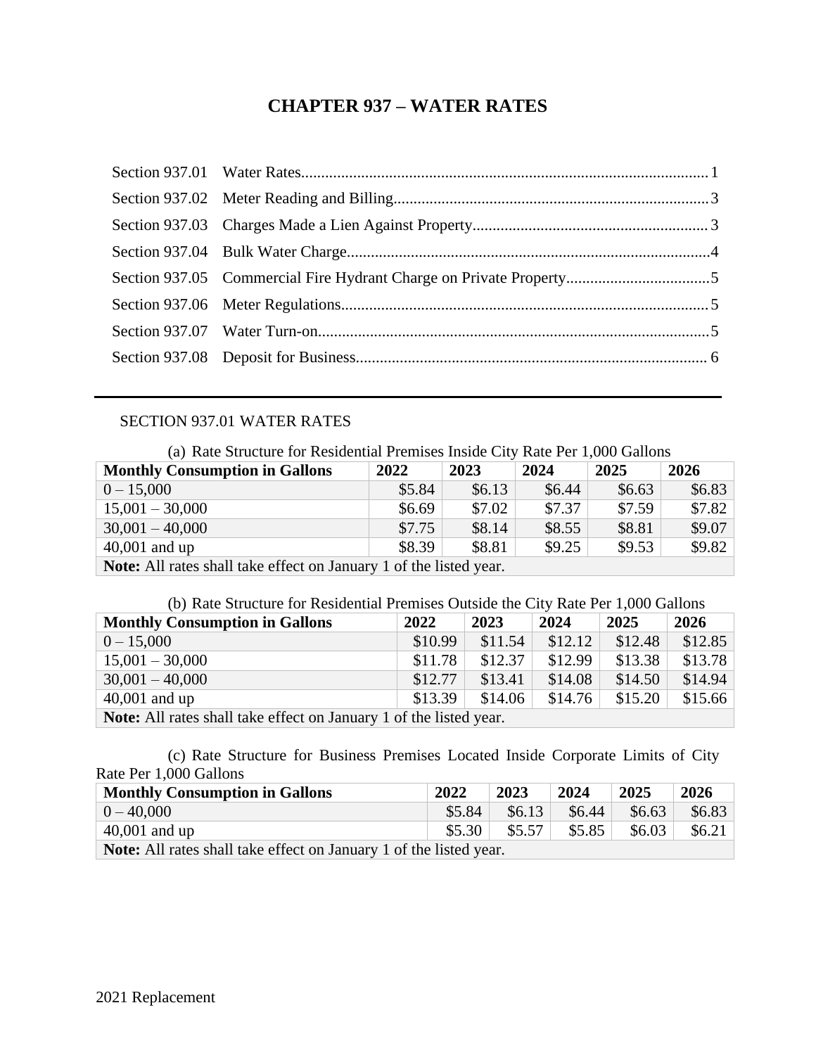# CHAPTER 937 – WATER RATES

Section 937.01 Water Rates ..... 1
Section 937.02 Meter Reading and Billing ..... 3
Section 937.03 Charges Made a Lien Against Property ..... 3
Section 937.04 Bulk Water Charge ..... 4
Section 937.05 Commercial Fire Hydrant Charge on Private Property ..... 5
Section 937.06 Meter Regulations ..... 5
Section 937.07 Water Turn-on ..... 5
Section 937.08 Deposit for Business ..... 6

---

SECTION 937.01 WATER RATES

(a) Rate Structure for Residential Premises Inside City Rate Per 1,000 Gallons

| Monthly Consumption in Gallons | 2022 | 2023 | 2024 | 2025 | 2026 |
|---|---|---|---|---|---|
| 0 – 15,000 | $5.84 | $6.13 | $6.44 | $6.63 | $6.83 |
| 15,001 – 30,000 | $6.69 | $7.02 | $7.37 | $7.59 | $7.82 |
| 30,001 – 40,000 | $7.75 | $8.14 | $8.55 | $8.81 | $9.07 |
| 40,001 and up | $8.39 | $8.81 | $9.25 | $9.53 | $9.82 |
| **Note:** All rates shall take effect on January 1 of the listed year. | | | | | |

(b) Rate Structure for Residential Premises Outside the City Rate Per 1,000 Gallons

| Monthly Consumption in Gallons | 2022 | 2023 | 2024 | 2025 | 2026 |
|---|---|---|---|---|---|
| 0 – 15,000 | $10.99 | $11.54 | $12.12 | $12.48 | $12.85 |
| 15,001 – 30,000 | $11.78 | $12.37 | $12.99 | $13.38 | $13.78 |
| 30,001 – 40,000 | $12.77 | $13.41 | $14.08 | $14.50 | $14.94 |
| 40,001 and up | $13.39 | $14.06 | $14.76 | $15.20 | $15.66 |
| **Note:** All rates shall take effect on January 1 of the listed year. | | | | | |

(c) Rate Structure for Business Premises Located Inside Corporate Limits of City Rate Per 1,000 Gallons

| Monthly Consumption in Gallons | 2022 | 2023 | 2024 | 2025 | 2026 |
|---|---|---|---|---|---|
| 0 – 40,000 | $5.84 | $6.13 | $6.44 | $6.63 | $6.83 |
| 40,001 and up | $5.30 | $5.57 | $5.85 | $6.03 | $6.21 |
| **Note:** All rates shall take effect on January 1 of the listed year. | | | | | |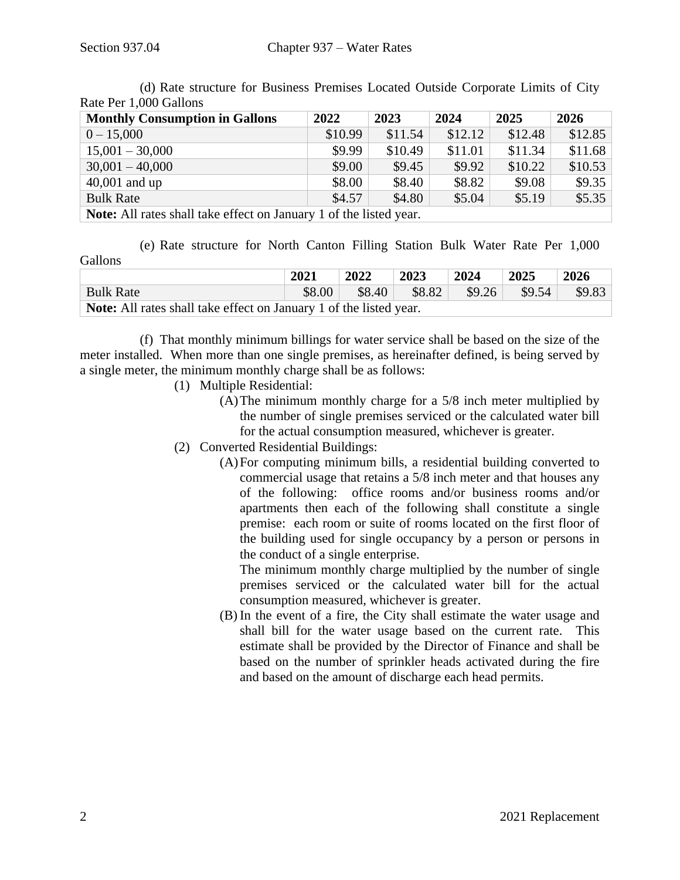(d) Rate structure for Business Premises Located Outside Corporate Limits of City Rate Per 1,000 Gallons

| Monthly Consumption in Gallons | 2022 | 2023 | 2024 | 2025 | 2026 |
|---|---|---|---|---|---|
| 0 – 15,000 | $10.99 | $11.54 | $12.12 | $12.48 | $12.85 |
| 15,001 – 30,000 | $9.99 | $10.49 | $11.01 | $11.34 | $11.68 |
| 30,001 – 40,000 | $9.00 | $9.45 | $9.92 | $10.22 | $10.53 |
| 40,001 and up | $8.00 | $8.40 | $8.82 | $9.08 | $9.35 |
| Bulk Rate | $4.57 | $4.80 | $5.04 | $5.19 | $5.35 |
| **Note:** All rates shall take effect on January 1 of the listed year. | | | | | |

(e) Rate structure for North Canton Filling Station Bulk Water Rate Per 1,000 Gallons

| | 2021 | 2022 | 2023 | 2024 | 2025 | 2026 |
|---|---|---|---|---|---|---|
| Bulk Rate | $8.00 | $8.40 | $8.82 | $9.26 | $9.54 | $9.83 |
| **Note:** All rates shall take effect on January 1 of the listed year. | | | | | | |

(f) That monthly minimum billings for water service shall be based on the size of the meter installed. When more than one single premises, as hereinafter defined, is being served by a single meter, the minimum monthly charge shall be as follows:

(1) Multiple Residential:

(A) The minimum monthly charge for a 5/8 inch meter multiplied by the number of single premises serviced or the calculated water bill for the actual consumption measured, whichever is greater.

(2) Converted Residential Buildings:

(A) For computing minimum bills, a residential building converted to commercial usage that retains a 5/8 inch meter and that houses any of the following: office rooms and/or business rooms and/or apartments then each of the following shall constitute a single premise: each room or suite of rooms located on the first floor of the building used for single occupancy by a person or persons in the conduct of a single enterprise.

The minimum monthly charge multiplied by the number of single premises serviced or the calculated water bill for the actual consumption measured, whichever is greater.

(B) In the event of a fire, the City shall estimate the water usage and shall bill for the water usage based on the current rate. This estimate shall be provided by the Director of Finance and shall be based on the number of sprinkler heads activated during the fire and based on the amount of discharge each head permits.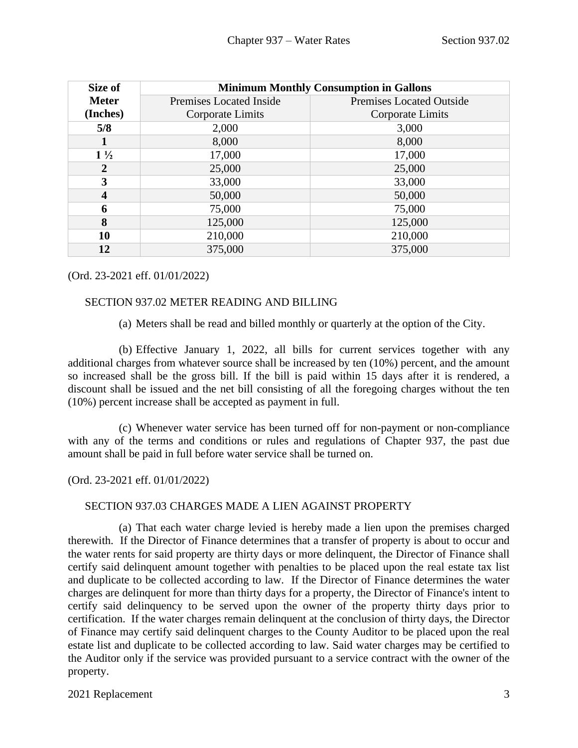| Size of Meter (Inches) | Minimum Monthly Consumption in Gallons | |
|---|---|---|
| | Premises Located Inside Corporate Limits | Premises Located Outside Corporate Limits |
| **5/8** | 2,000 | 3,000 |
| **1** | 8,000 | 8,000 |
| **1 ½** | 17,000 | 17,000 |
| **2** | 25,000 | 25,000 |
| **3** | 33,000 | 33,000 |
| **4** | 50,000 | 50,000 |
| **6** | 75,000 | 75,000 |
| **8** | 125,000 | 125,000 |
| **10** | 210,000 | 210,000 |
| **12** | 375,000 | 375,000 |

(Ord. 23-2021 eff. 01/01/2022)

SECTION 937.02 METER READING AND BILLING

(a) Meters shall be read and billed monthly or quarterly at the option of the City.

(b) Effective January 1, 2022, all bills for current services together with any additional charges from whatever source shall be increased by ten (10%) percent, and the amount so increased shall be the gross bill. If the bill is paid within 15 days after it is rendered, a discount shall be issued and the net bill consisting of all the foregoing charges without the ten (10%) percent increase shall be accepted as payment in full.

(c) Whenever water service has been turned off for non-payment or non-compliance with any of the terms and conditions or rules and regulations of Chapter 937, the past due amount shall be paid in full before water service shall be turned on.

(Ord. 23-2021 eff. 01/01/2022)

SECTION 937.03 CHARGES MADE A LIEN AGAINST PROPERTY

(a) That each water charge levied is hereby made a lien upon the premises charged therewith. If the Director of Finance determines that a transfer of property is about to occur and the water rents for said property are thirty days or more delinquent, the Director of Finance shall certify said delinquent amount together with penalties to be placed upon the real estate tax list and duplicate to be collected according to law. If the Director of Finance determines the water charges are delinquent for more than thirty days for a property, the Director of Finance's intent to certify said delinquency to be served upon the owner of the property thirty days prior to certification. If the water charges remain delinquent at the conclusion of thirty days, the Director of Finance may certify said delinquent charges to the County Auditor to be placed upon the real estate list and duplicate to be collected according to law. Said water charges may be certified to the Auditor only if the service was provided pursuant to a service contract with the owner of the property.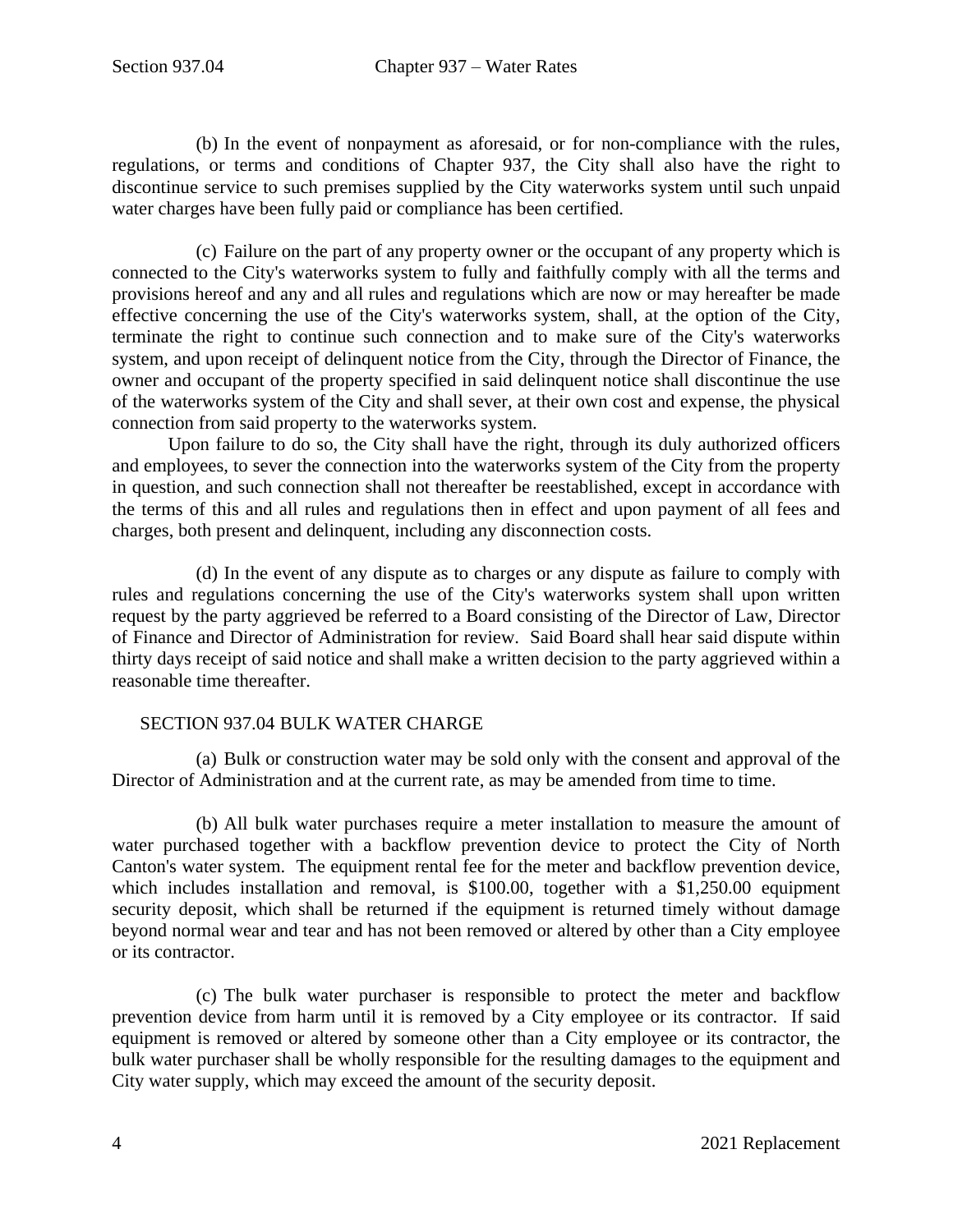(b) In the event of nonpayment as aforesaid, or for non-compliance with the rules, regulations, or terms and conditions of Chapter 937, the City shall also have the right to discontinue service to such premises supplied by the City waterworks system until such unpaid water charges have been fully paid or compliance has been certified.

(c) Failure on the part of any property owner or the occupant of any property which is connected to the City's waterworks system to fully and faithfully comply with all the terms and provisions hereof and any and all rules and regulations which are now or may hereafter be made effective concerning the use of the City's waterworks system, shall, at the option of the City, terminate the right to continue such connection and to make sure of the City's waterworks system, and upon receipt of delinquent notice from the City, through the Director of Finance, the owner and occupant of the property specified in said delinquent notice shall discontinue the use of the waterworks system of the City and shall sever, at their own cost and expense, the physical connection from said property to the waterworks system.

Upon failure to do so, the City shall have the right, through its duly authorized officers and employees, to sever the connection into the waterworks system of the City from the property in question, and such connection shall not thereafter be reestablished, except in accordance with the terms of this and all rules and regulations then in effect and upon payment of all fees and charges, both present and delinquent, including any disconnection costs.

(d) In the event of any dispute as to charges or any dispute as failure to comply with rules and regulations concerning the use of the City's waterworks system shall upon written request by the party aggrieved be referred to a Board consisting of the Director of Law, Director of Finance and Director of Administration for review. Said Board shall hear said dispute within thirty days receipt of said notice and shall make a written decision to the party aggrieved within a reasonable time thereafter.

## SECTION 937.04 BULK WATER CHARGE

(a) Bulk or construction water may be sold only with the consent and approval of the Director of Administration and at the current rate, as may be amended from time to time.

(b) All bulk water purchases require a meter installation to measure the amount of water purchased together with a backflow prevention device to protect the City of North Canton's water system. The equipment rental fee for the meter and backflow prevention device, which includes installation and removal, is $100.00, together with a $1,250.00 equipment security deposit, which shall be returned if the equipment is returned timely without damage beyond normal wear and tear and has not been removed or altered by other than a City employee or its contractor.

(c) The bulk water purchaser is responsible to protect the meter and backflow prevention device from harm until it is removed by a City employee or its contractor. If said equipment is removed or altered by someone other than a City employee or its contractor, the bulk water purchaser shall be wholly responsible for the resulting damages to the equipment and City water supply, which may exceed the amount of the security deposit.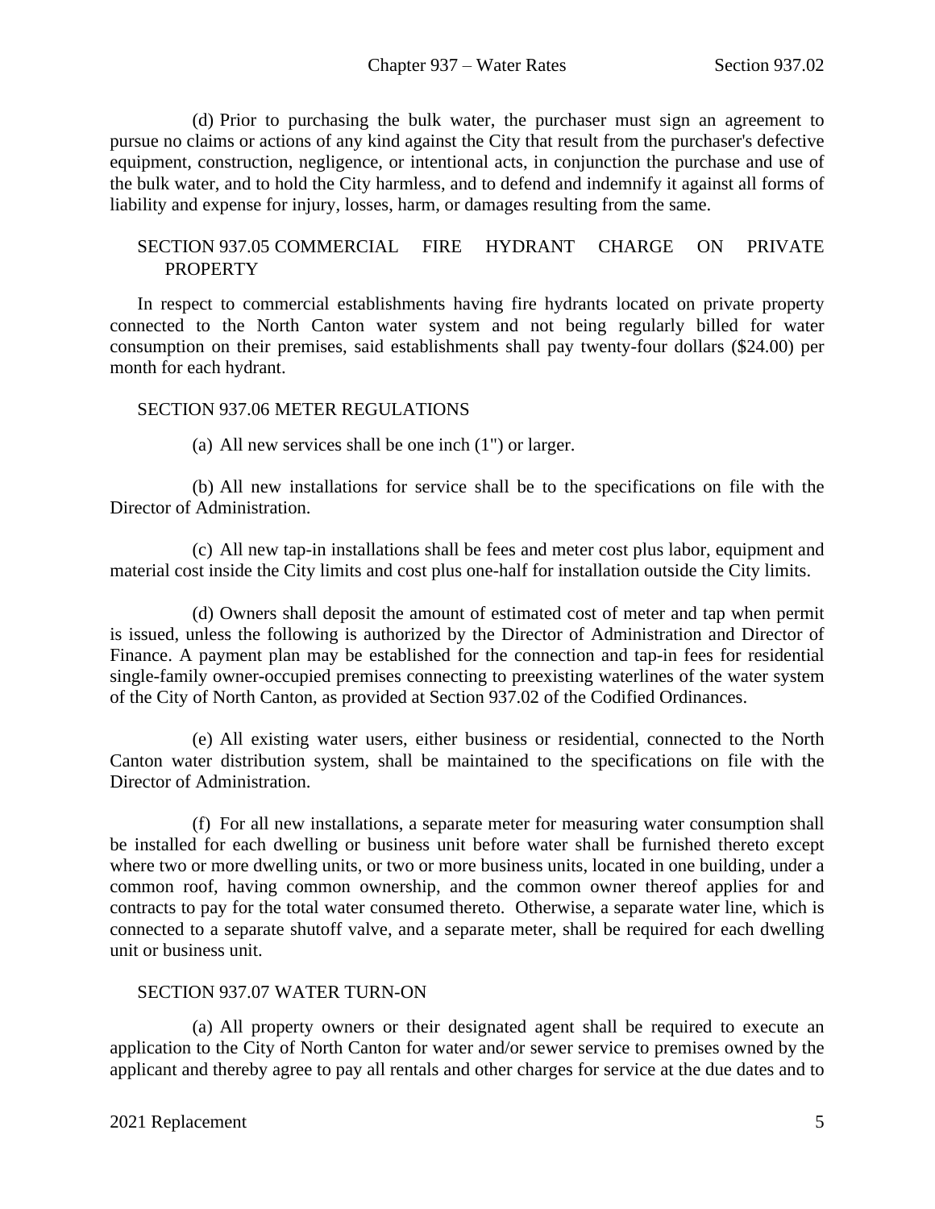(d) Prior to purchasing the bulk water, the purchaser must sign an agreement to pursue no claims or actions of any kind against the City that result from the purchaser's defective equipment, construction, negligence, or intentional acts, in conjunction the purchase and use of the bulk water, and to hold the City harmless, and to defend and indemnify it against all forms of liability and expense for injury, losses, harm, or damages resulting from the same.

## SECTION 937.05 COMMERCIAL FIRE HYDRANT CHARGE ON PRIVATE PROPERTY

In respect to commercial establishments having fire hydrants located on private property connected to the North Canton water system and not being regularly billed for water consumption on their premises, said establishments shall pay twenty-four dollars ($24.00) per month for each hydrant.

## SECTION 937.06 METER REGULATIONS

(a) All new services shall be one inch (1") or larger.

(b) All new installations for service shall be to the specifications on file with the Director of Administration.

(c) All new tap-in installations shall be fees and meter cost plus labor, equipment and material cost inside the City limits and cost plus one-half for installation outside the City limits.

(d) Owners shall deposit the amount of estimated cost of meter and tap when permit is issued, unless the following is authorized by the Director of Administration and Director of Finance. A payment plan may be established for the connection and tap-in fees for residential single-family owner-occupied premises connecting to preexisting waterlines of the water system of the City of North Canton, as provided at Section 937.02 of the Codified Ordinances.

(e) All existing water users, either business or residential, connected to the North Canton water distribution system, shall be maintained to the specifications on file with the Director of Administration.

(f) For all new installations, a separate meter for measuring water consumption shall be installed for each dwelling or business unit before water shall be furnished thereto except where two or more dwelling units, or two or more business units, located in one building, under a common roof, having common ownership, and the common owner thereof applies for and contracts to pay for the total water consumed thereto. Otherwise, a separate water line, which is connected to a separate shutoff valve, and a separate meter, shall be required for each dwelling unit or business unit.

## SECTION 937.07 WATER TURN-ON

(a) All property owners or their designated agent shall be required to execute an application to the City of North Canton for water and/or sewer service to premises owned by the applicant and thereby agree to pay all rentals and other charges for service at the due dates and to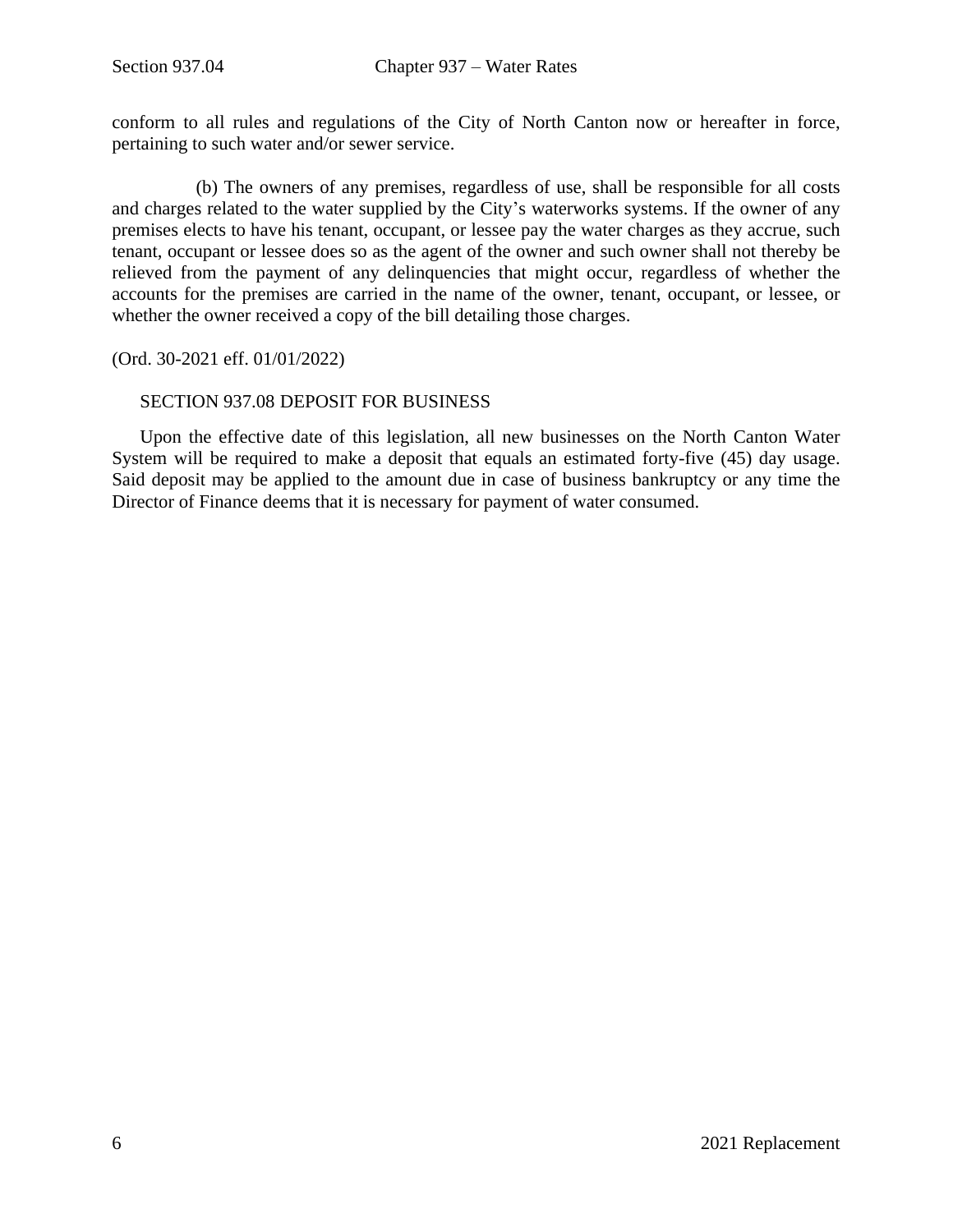conform to all rules and regulations of the City of North Canton now or hereafter in force, pertaining to such water and/or sewer service.

(b) The owners of any premises, regardless of use, shall be responsible for all costs and charges related to the water supplied by the City's waterworks systems. If the owner of any premises elects to have his tenant, occupant, or lessee pay the water charges as they accrue, such tenant, occupant or lessee does so as the agent of the owner and such owner shall not thereby be relieved from the payment of any delinquencies that might occur, regardless of whether the accounts for the premises are carried in the name of the owner, tenant, occupant, or lessee, or whether the owner received a copy of the bill detailing those charges.

(Ord. 30-2021 eff. 01/01/2022)

## SECTION 937.08 DEPOSIT FOR BUSINESS

Upon the effective date of this legislation, all new businesses on the North Canton Water System will be required to make a deposit that equals an estimated forty-five (45) day usage. Said deposit may be applied to the amount due in case of business bankruptcy or any time the Director of Finance deems that it is necessary for payment of water consumed.